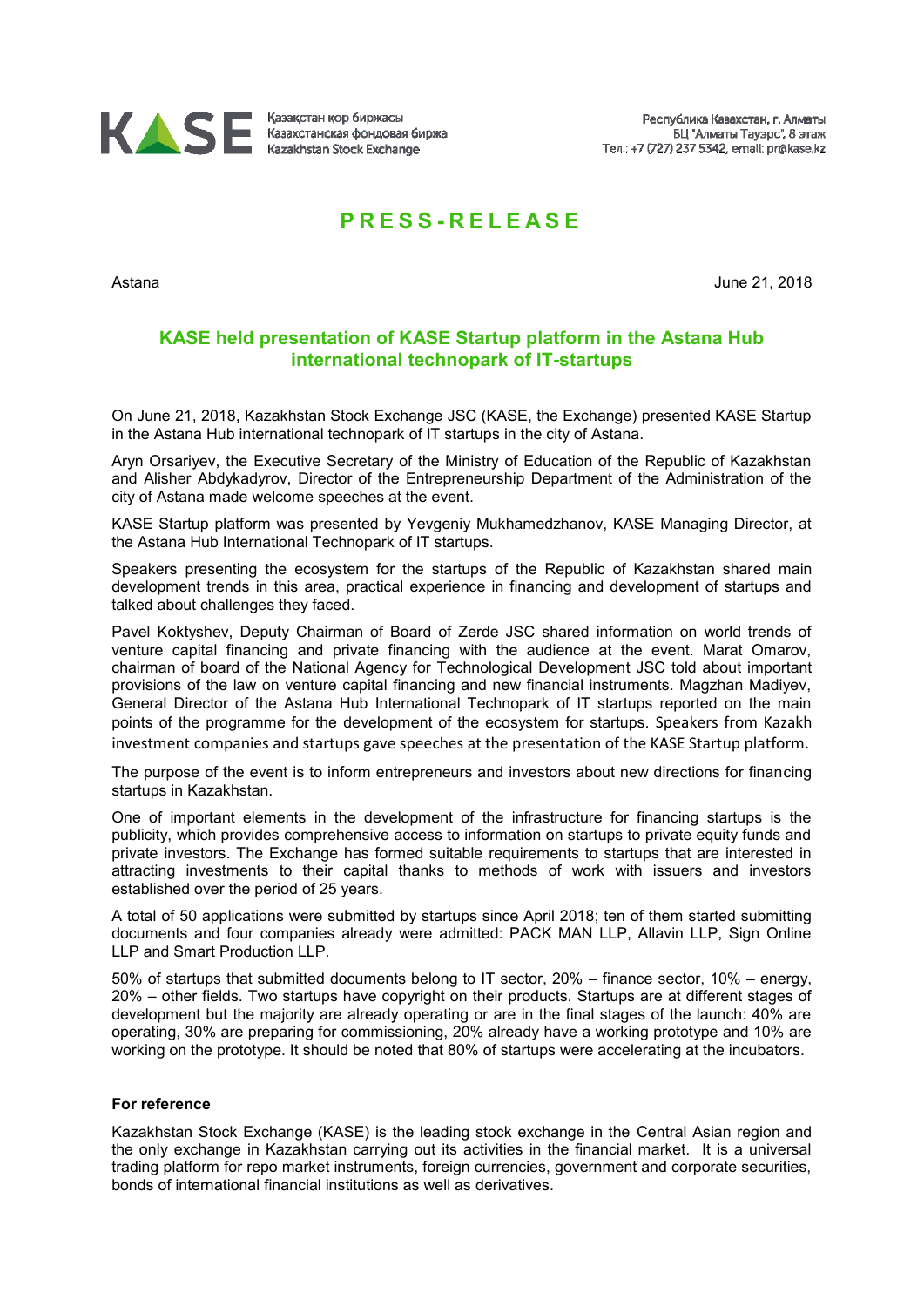Қазақстан қор биржасы
Казахстанская фондовая биржа
Kazakhstan Stock Exchange

Республика Казахстан, г. Алматы
БЦ "Алматы Тауэрс", 8 этаж
Тел.: +7 (727) 237 5342, email: pr@kase.kz

# PRESS-RELEASE

Astana June 21, 2018

## KASE held presentation of KASE Startup platform in the Astana Hub international technopark of IT-startups

On June 21, 2018, Kazakhstan Stock Exchange JSC (KASE, the Exchange) presented KASE Startup in the Astana Hub international technopark of IT startups in the city of Astana.

Aryn Orsariyev, the Executive Secretary of the Ministry of Education of the Republic of Kazakhstan and Alisher Abdykadyrov, Director of the Entrepreneurship Department of the Administration of the city of Astana made welcome speeches at the event.

KASE Startup platform was presented by Yevgeniy Mukhamedzhanov, KASE Managing Director, at the Astana Hub International Technopark of IT startups.

Speakers presenting the ecosystem for the startups of the Republic of Kazakhstan shared main development trends in this area, practical experience in financing and development of startups and talked about challenges they faced.

Pavel Koktyshev, Deputy Chairman of Board of Zerde JSC shared information on world trends of venture capital financing and private financing with the audience at the event. Marat Omarov, chairman of board of the National Agency for Technological Development JSC told about important provisions of the law on venture capital financing and new financial instruments. Magzhan Madiyev, General Director of the Astana Hub International Technopark of IT startups reported on the main points of the programme for the development of the ecosystem for startups. Speakers from Kazakh investment companies and startups gave speeches at the presentation of the KASE Startup platform.

The purpose of the event is to inform entrepreneurs and investors about new directions for financing startups in Kazakhstan.

One of important elements in the development of the infrastructure for financing startups is the publicity, which provides comprehensive access to information on startups to private equity funds and private investors. The Exchange has formed suitable requirements to startups that are interested in attracting investments to their capital thanks to methods of work with issuers and investors established over the period of 25 years.

A total of 50 applications were submitted by startups since April 2018; ten of them started submitting documents and four companies already were admitted: PACK MAN LLP, Allavin LLP, Sign Online LLP and Smart Production LLP.

50% of startups that submitted documents belong to IT sector, 20% – finance sector, 10% – energy, 20% – other fields. Two startups have copyright on their products. Startups are at different stages of development but the majority are already operating or are in the final stages of the launch: 40% are operating, 30% are preparing for commissioning, 20% already have a working prototype and 10% are working on the prototype. It should be noted that 80% of startups were accelerating at the incubators.

**For reference**

Kazakhstan Stock Exchange (KASE) is the leading stock exchange in the Central Asian region and the only exchange in Kazakhstan carrying out its activities in the financial market. It is a universal trading platform for repo market instruments, foreign currencies, government and corporate securities, bonds of international financial institutions as well as derivatives.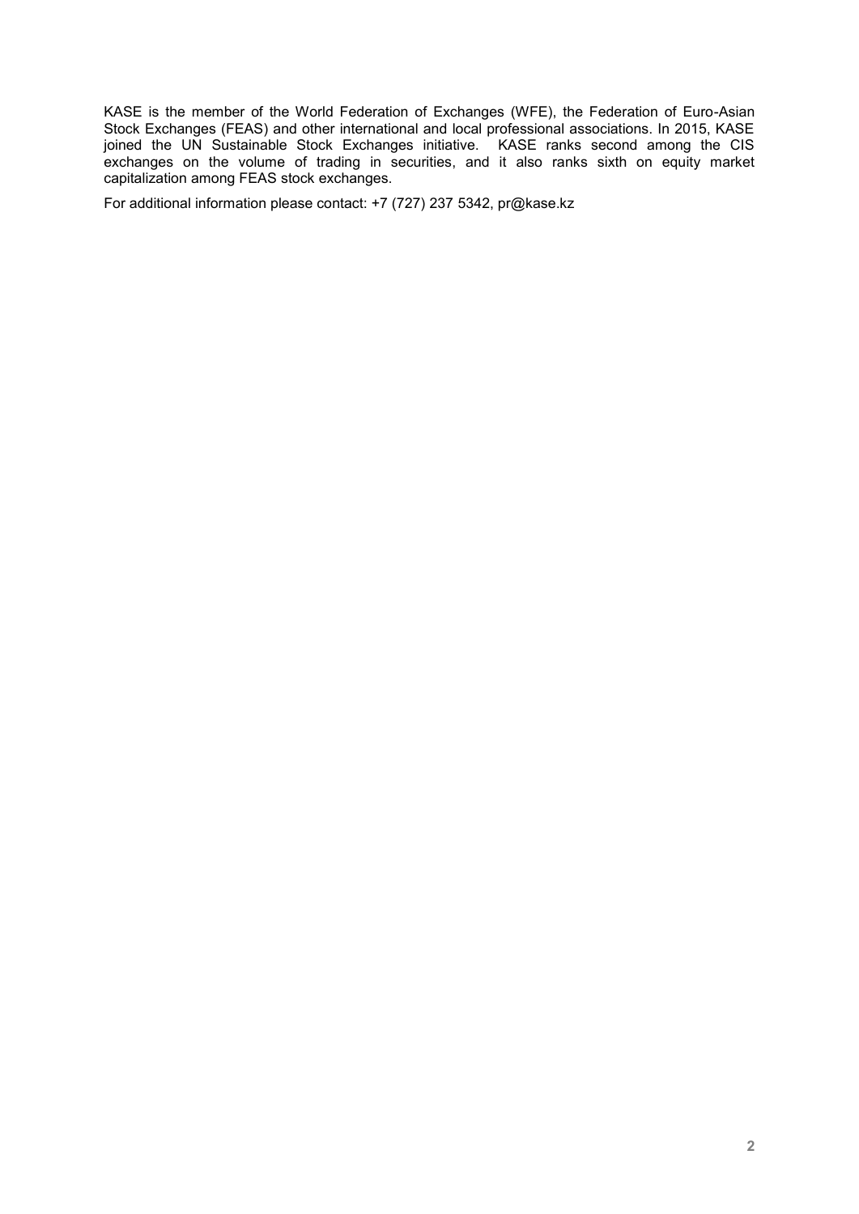KASE is the member of the World Federation of Exchanges (WFE), the Federation of Euro-Asian Stock Exchanges (FEAS) and other international and local professional associations. In 2015, KASE joined the UN Sustainable Stock Exchanges initiative. KASE ranks second among the CIS exchanges on the volume of trading in securities, and it also ranks sixth on equity market capitalization among FEAS stock exchanges.

For additional information please contact: +7 (727) 237 5342, pr@kase.kz